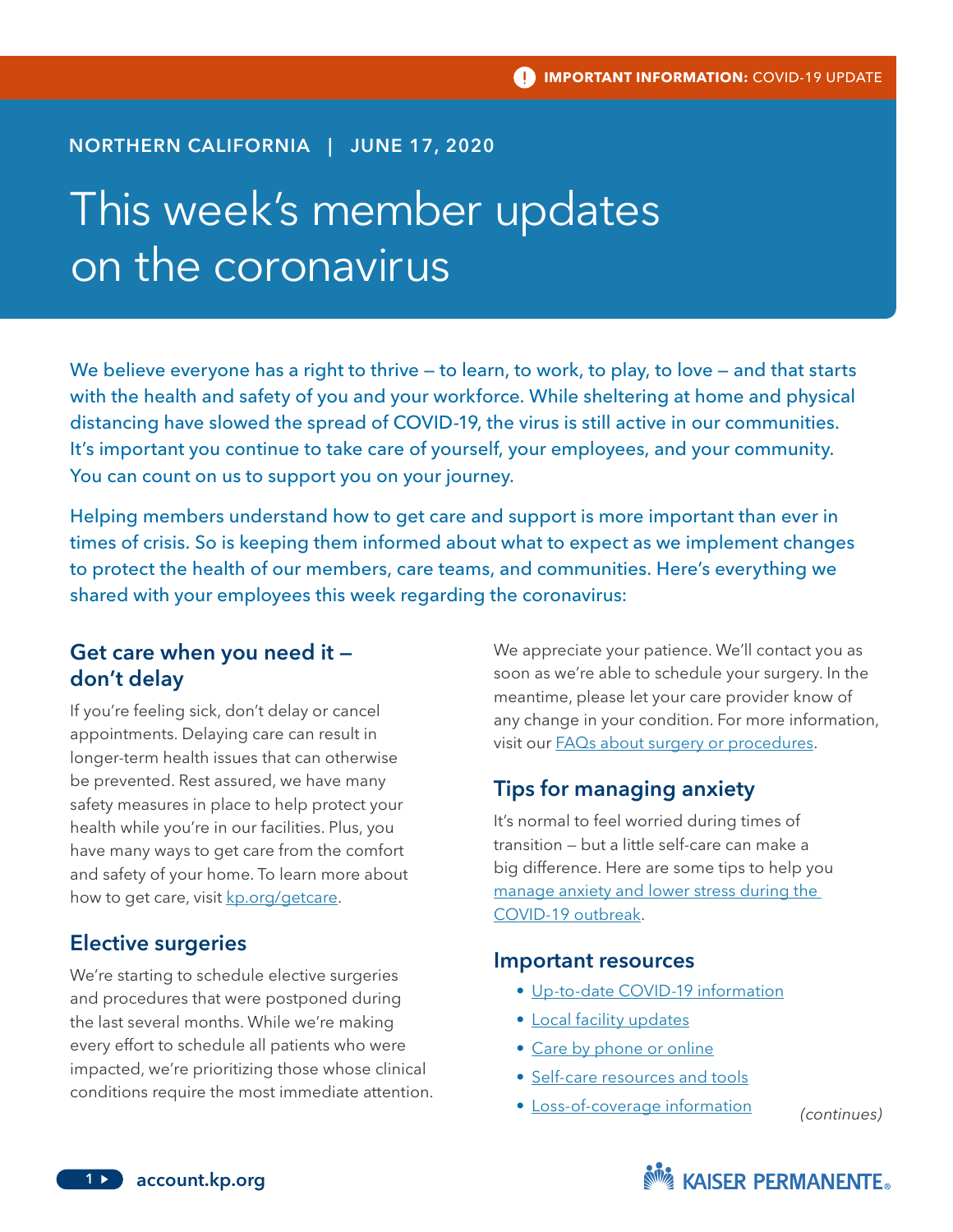**IMPORTANT INFORMATION:** COVID-19 UPDATE

NORTHERN CALIFORNIA | JUNE 17, 2020

# This week's member updates on the coronavirus

We believe everyone has a right to thrive – to learn, to work, to play, to love – and that starts with the health and safety of you and your workforce. While sheltering at home and physical distancing have slowed the spread of COVID-19, the virus is still active in our communities. It's important you continue to take care of yourself, your employees, and your community. You can count on us to support you on your journey.

Helping members understand how to get care and support is more important than ever in times of crisis. So is keeping them informed about what to expect as we implement changes to protect the health of our members, care teams, and communities. Here's everything we shared with your employees this week regarding the coronavirus:

## Get care when you need it – don't delay

If you're feeling sick, don't delay or cancel appointments. Delaying care can result in longer-term health issues that can otherwise be prevented. Rest assured, we have many safety measures in place to help protect your health while you're in our facilities. Plus, you have many ways to get care from the comfort and safety of your home. To learn more about how to get care, visit kp.org/getcare.

## Elective surgeries

We're starting to schedule elective surgeries and procedures that were postponed during the last several months. While we're making every effort to schedule all patients who were impacted, we're prioritizing those whose clinical conditions require the most immediate attention. We appreciate your patience. We'll contact you as soon as we're able to schedule your surgery. In the meantime, please let your care provider know of any change in your condition. For more information, visit our FAQs about surgery or procedures.

## Tips for managing anxiety

It's normal to feel worried during times of transition – but a little self-care can make a big difference. Here are some tips to help you manage anxiety and lower stress during the COVID-19 outbreak.

## Important resources

- Up-to-date COVID-19 information
- Local facility updates
- Care by phone or online
- Self-care resources and tools
- Loss-of-coverage information

*(continues)*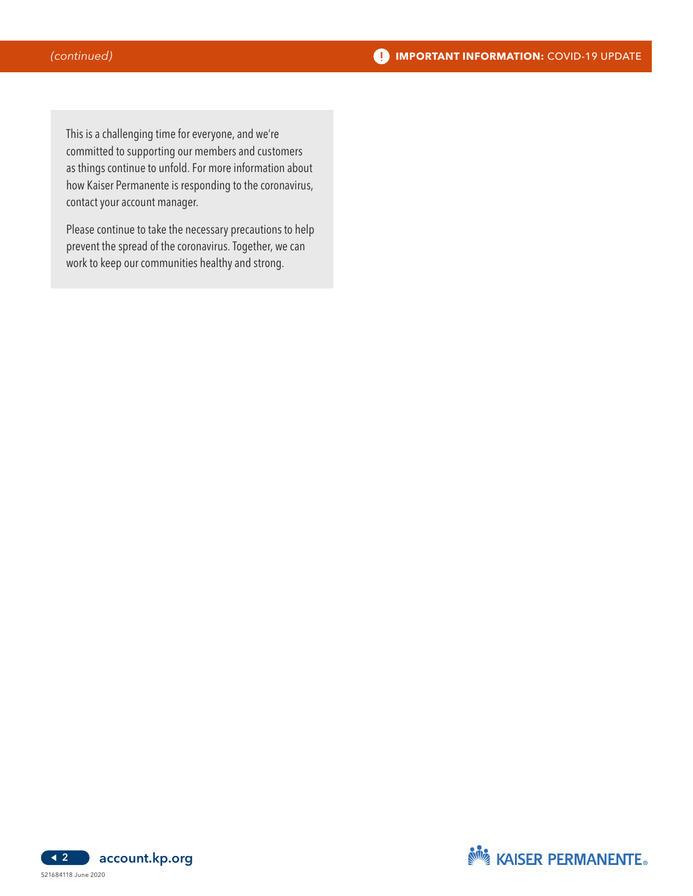*(continued)*

**IMPORTANT INFORMATION:** COVID-19 UPDATE

This is a challenging time for everyone, and we're committed to supporting our members and customers as things continue to unfold. For more information about how Kaiser Permanente is responding to the coronavirus, contact your account manager.

Please continue to take the necessary precautions to help prevent the spread of the coronavirus. Together, we can work to keep our communities healthy and strong.

account.kp.org

521684118 June 2020

KAISER PERMANENTE®